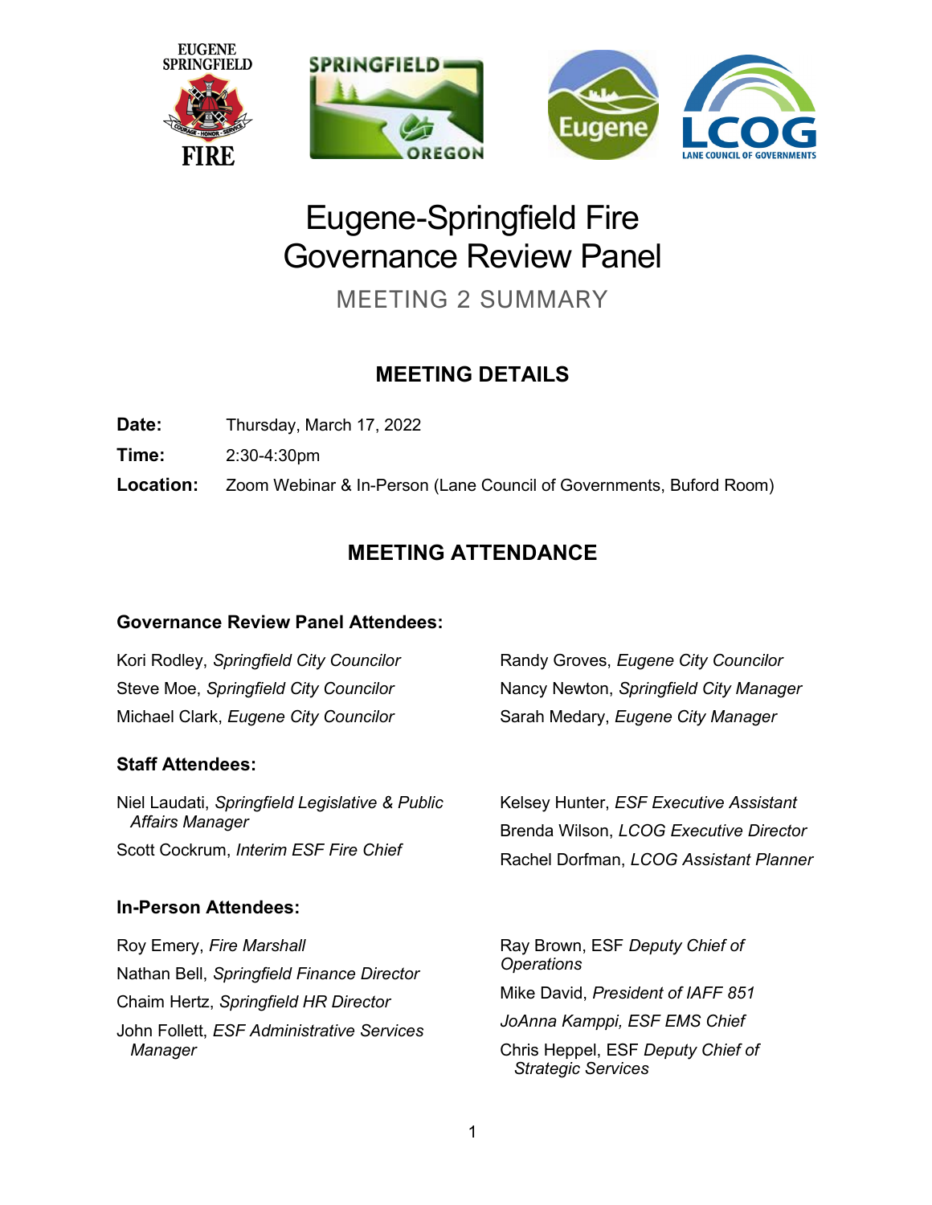# Eugene-Springfield Fire Governance Review Panel

MEETING 2 SUMMARY

## MEETING DETAILS

**Date:** Thursday, March 17, 2022

**Time:** 2:30-4:30pm

**Location:** Zoom Webinar & In-Person (Lane Council of Governments, Buford Room)

## MEETING ATTENDANCE

### Governance Review Panel Attendees:

Kori Rodley, *Springfield City Councilor*
Steve Moe, *Springfield City Councilor*
Michael Clark, *Eugene City Councilor*
Randy Groves, *Eugene City Councilor*
Nancy Newton, *Springfield City Manager*
Sarah Medary, *Eugene City Manager*

### Staff Attendees:

Niel Laudati, *Springfield Legislative & Public Affairs Manager*
Scott Cockrum, *Interim ESF Fire Chief*
Kelsey Hunter, *ESF Executive Assistant*
Brenda Wilson, *LCOG Executive Director*
Rachel Dorfman, *LCOG Assistant Planner*

### In-Person Attendees:

Roy Emery, *Fire Marshall*
Nathan Bell, *Springfield Finance Director*
Chaim Hertz, *Springfield HR Director*
John Follett, *ESF Administrative Services Manager*
Ray Brown, ESF *Deputy Chief of Operations*
Mike David, *President of IAFF 851*
*JoAnna Kamppi, ESF EMS Chief*
Chris Heppel, ESF *Deputy Chief of Strategic Services*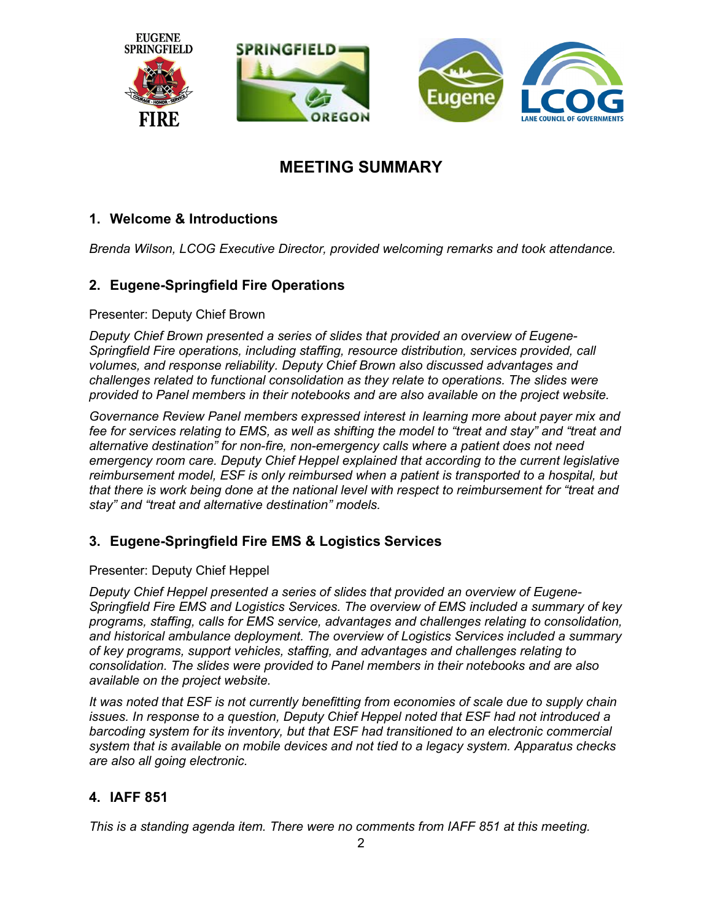# MEETING SUMMARY

## 1. Welcome & Introductions

*Brenda Wilson, LCOG Executive Director, provided welcoming remarks and took attendance.*

## 2. Eugene-Springfield Fire Operations

Presenter: Deputy Chief Brown

*Deputy Chief Brown presented a series of slides that provided an overview of Eugene-Springfield Fire operations, including staffing, resource distribution, services provided, call volumes, and response reliability. Deputy Chief Brown also discussed advantages and challenges related to functional consolidation as they relate to operations. The slides were provided to Panel members in their notebooks and are also available on the project website.*

*Governance Review Panel members expressed interest in learning more about payer mix and fee for services relating to EMS, as well as shifting the model to "treat and stay" and "treat and alternative destination" for non-fire, non-emergency calls where a patient does not need emergency room care. Deputy Chief Heppel explained that according to the current legislative reimbursement model, ESF is only reimbursed when a patient is transported to a hospital, but that there is work being done at the national level with respect to reimbursement for "treat and stay" and "treat and alternative destination" models.*

## 3. Eugene-Springfield Fire EMS & Logistics Services

Presenter: Deputy Chief Heppel

*Deputy Chief Heppel presented a series of slides that provided an overview of Eugene-Springfield Fire EMS and Logistics Services. The overview of EMS included a summary of key programs, staffing, calls for EMS service, advantages and challenges relating to consolidation, and historical ambulance deployment. The overview of Logistics Services included a summary of key programs, support vehicles, staffing, and advantages and challenges relating to consolidation. The slides were provided to Panel members in their notebooks and are also available on the project website.*

*It was noted that ESF is not currently benefitting from economies of scale due to supply chain issues. In response to a question, Deputy Chief Heppel noted that ESF had not introduced a barcoding system for its inventory, but that ESF had transitioned to an electronic commercial system that is available on mobile devices and not tied to a legacy system. Apparatus checks are also all going electronic.*

## 4. IAFF 851

*This is a standing agenda item. There were no comments from IAFF 851 at this meeting.*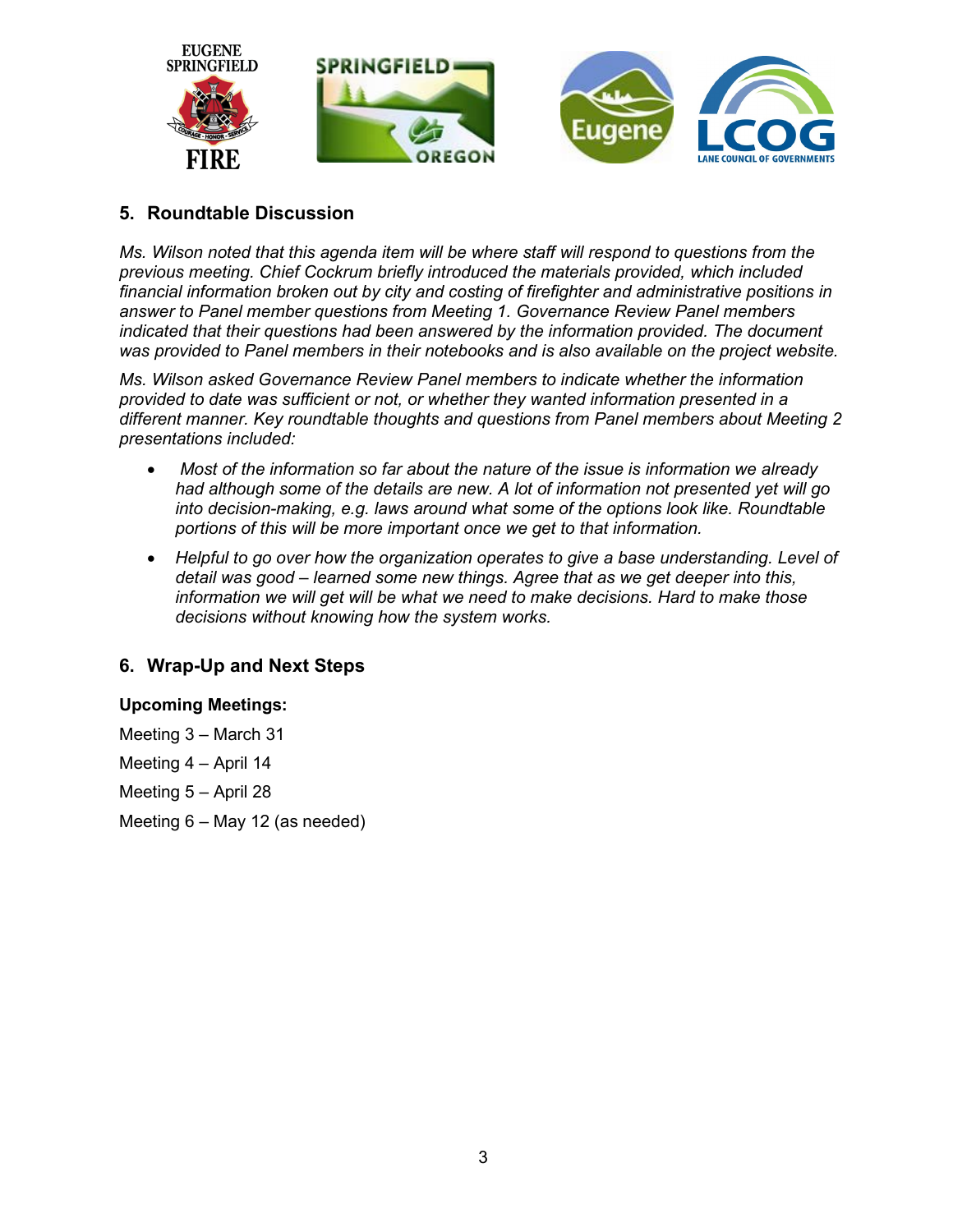## 5. Roundtable Discussion

*Ms. Wilson noted that this agenda item will be where staff will respond to questions from the previous meeting. Chief Cockrum briefly introduced the materials provided, which included financial information broken out by city and costing of firefighter and administrative positions in answer to Panel member questions from Meeting 1. Governance Review Panel members indicated that their questions had been answered by the information provided. The document was provided to Panel members in their notebooks and is also available on the project website.*

*Ms. Wilson asked Governance Review Panel members to indicate whether the information provided to date was sufficient or not, or whether they wanted information presented in a different manner. Key roundtable thoughts and questions from Panel members about Meeting 2 presentations included:*

- *Most of the information so far about the nature of the issue is information we already had although some of the details are new. A lot of information not presented yet will go into decision-making, e.g. laws around what some of the options look like. Roundtable portions of this will be more important once we get to that information.*
- *Helpful to go over how the organization operates to give a base understanding. Level of detail was good – learned some new things. Agree that as we get deeper into this, information we will get will be what we need to make decisions. Hard to make those decisions without knowing how the system works.*

## 6. Wrap-Up and Next Steps

**Upcoming Meetings:**

Meeting 3 – March 31

Meeting 4 – April 14

Meeting 5 – April 28

Meeting 6 – May 12 (as needed)